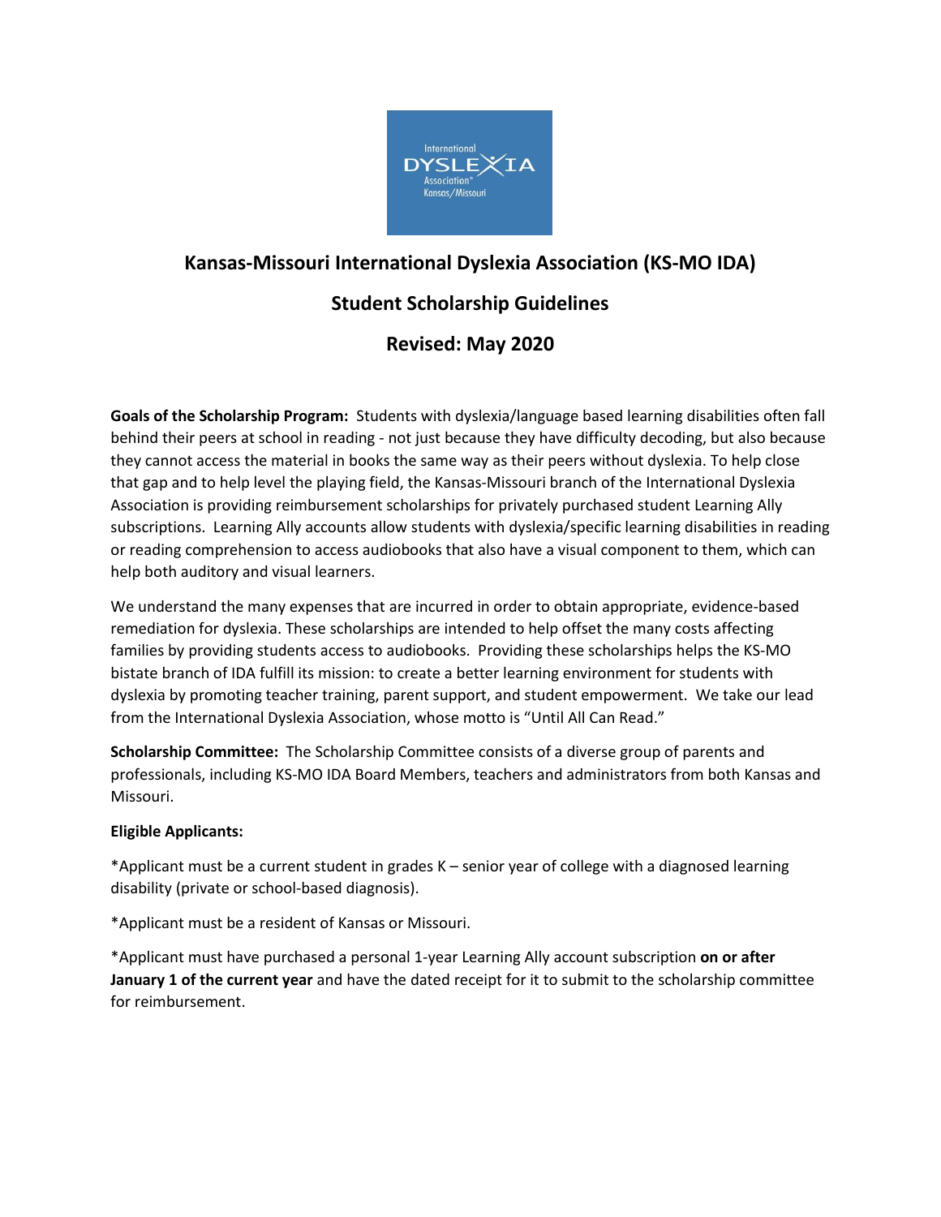# Kansas-Missouri International Dyslexia Association (KS-MO IDA)

## Student Scholarship Guidelines

## Revised: May 2020

**Goals of the Scholarship Program:** Students with dyslexia/language based learning disabilities often fall behind their peers at school in reading - not just because they have difficulty decoding, but also because they cannot access the material in books the same way as their peers without dyslexia. To help close that gap and to help level the playing field, the Kansas-Missouri branch of the International Dyslexia Association is providing reimbursement scholarships for privately purchased student Learning Ally subscriptions. Learning Ally accounts allow students with dyslexia/specific learning disabilities in reading or reading comprehension to access audiobooks that also have a visual component to them, which can help both auditory and visual learners.

We understand the many expenses that are incurred in order to obtain appropriate, evidence-based remediation for dyslexia. These scholarships are intended to help offset the many costs affecting families by providing students access to audiobooks. Providing these scholarships helps the KS-MO bistate branch of IDA fulfill its mission: to create a better learning environment for students with dyslexia by promoting teacher training, parent support, and student empowerment. We take our lead from the International Dyslexia Association, whose motto is "Until All Can Read."

**Scholarship Committee:** The Scholarship Committee consists of a diverse group of parents and professionals, including KS-MO IDA Board Members, teachers and administrators from both Kansas and Missouri.

**Eligible Applicants:**

*Applicant must be a current student in grades K – senior year of college with a diagnosed learning disability (private or school-based diagnosis).

*Applicant must be a resident of Kansas or Missouri.

*Applicant must have purchased a personal 1-year Learning Ally account subscription **on or after January 1 of the current year** and have the dated receipt for it to submit to the scholarship committee for reimbursement.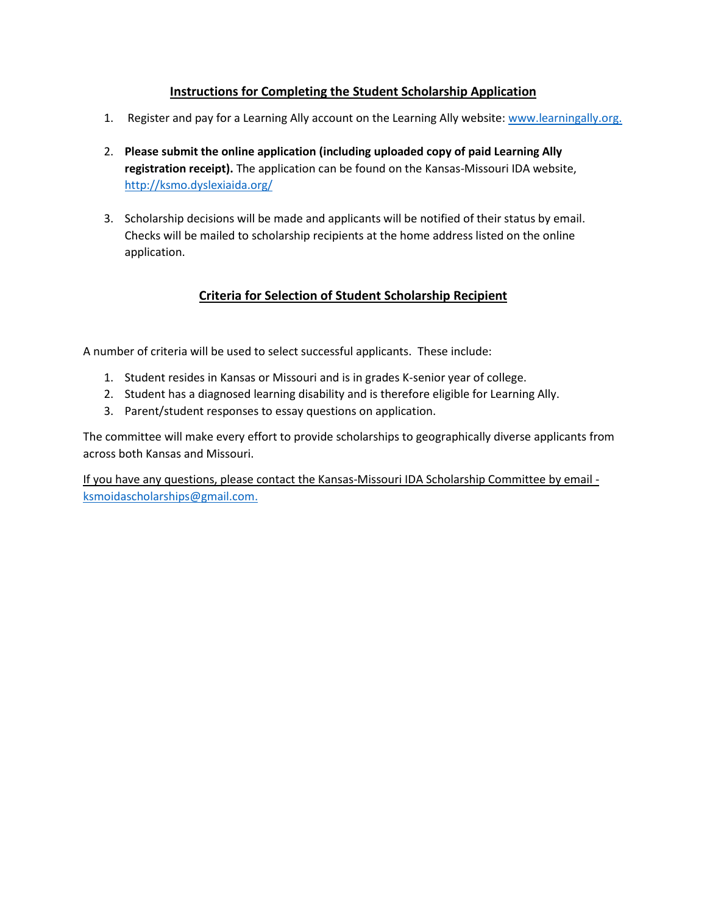## Instructions for Completing the Student Scholarship Application

1. Register and pay for a Learning Ally account on the Learning Ally website: www.learningally.org.

2. **Please submit the online application (including uploaded copy of paid Learning Ally registration receipt).** The application can be found on the Kansas-Missouri IDA website, http://ksmo.dyslexiaida.org/

3. Scholarship decisions will be made and applicants will be notified of their status by email. Checks will be mailed to scholarship recipients at the home address listed on the online application.

## Criteria for Selection of Student Scholarship Recipient

A number of criteria will be used to select successful applicants. These include:

1. Student resides in Kansas or Missouri and is in grades K-senior year of college.
2. Student has a diagnosed learning disability and is therefore eligible for Learning Ally.
3. Parent/student responses to essay questions on application.

The committee will make every effort to provide scholarships to geographically diverse applicants from across both Kansas and Missouri.

If you have any questions, please contact the Kansas-Missouri IDA Scholarship Committee by email - ksmoidascholarships@gmail.com.